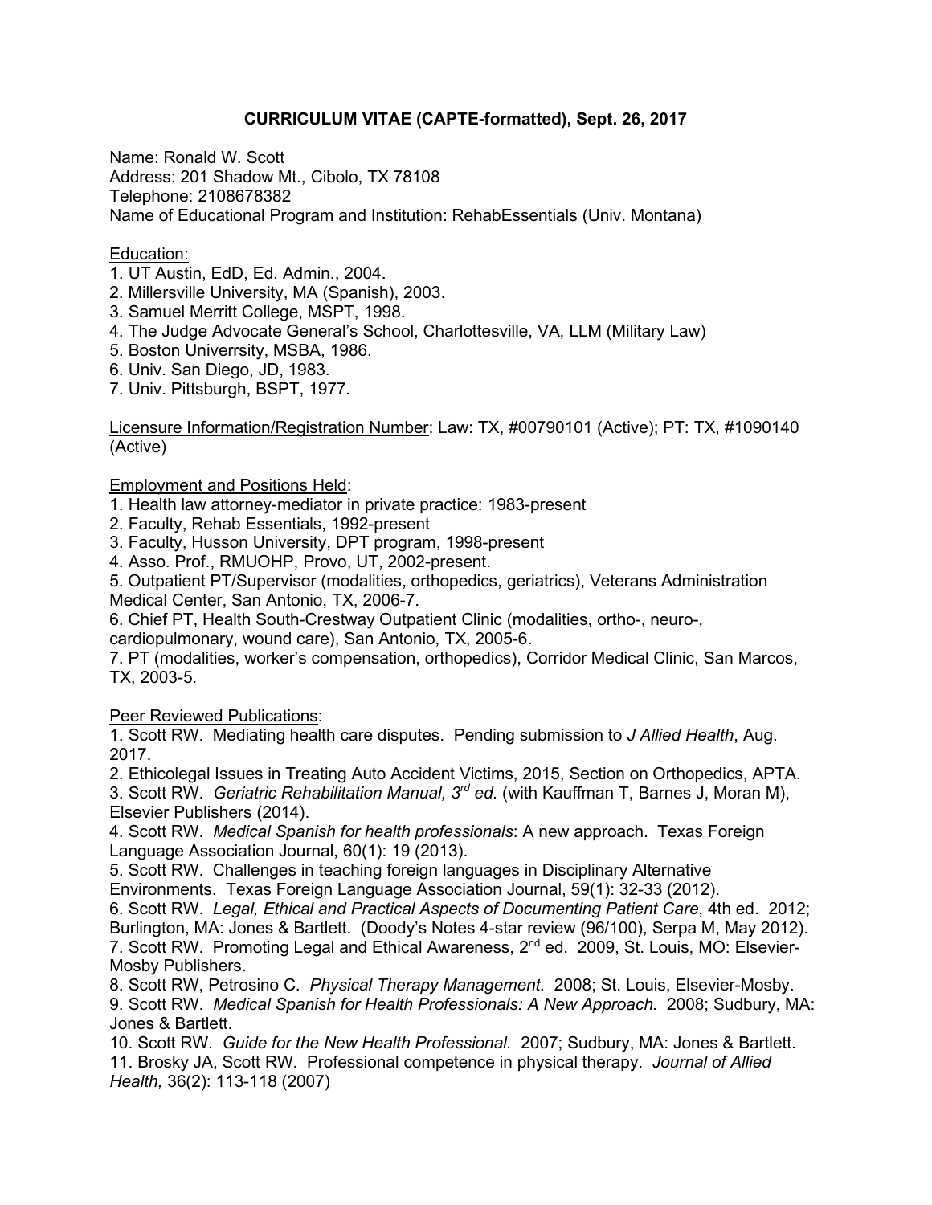# CURRICULUM VITAE (CAPTE-formatted), Sept. 26, 2017

Name: Ronald W. Scott
Address: 201 Shadow Mt., Cibolo, TX 78108
Telephone: 2108678382
Name of Educational Program and Institution: RehabEssentials (Univ. Montana)

Education:

1. UT Austin, EdD, Ed. Admin., 2004.
2. Millersville University, MA (Spanish), 2003.
3. Samuel Merritt College, MSPT, 1998.
4. The Judge Advocate General's School, Charlottesville, VA, LLM (Military Law)
5. Boston Univerrsity, MSBA, 1986.
6. Univ. San Diego, JD, 1983.
7. Univ. Pittsburgh, BSPT, 1977.

Licensure Information/Registration Number: Law: TX, #00790101 (Active); PT: TX, #1090140 (Active)

Employment and Positions Held:

1. Health law attorney-mediator in private practice: 1983-present
2. Faculty, Rehab Essentials, 1992-present
3. Faculty, Husson University, DPT program, 1998-present
4. Asso. Prof., RMUOHP, Provo, UT, 2002-present.
5. Outpatient PT/Supervisor (modalities, orthopedics, geriatrics), Veterans Administration Medical Center, San Antonio, TX, 2006-7.
6. Chief PT, Health South-Crestway Outpatient Clinic (modalities, ortho-, neuro-, cardiopulmonary, wound care), San Antonio, TX, 2005-6.
7. PT (modalities, worker's compensation, orthopedics), Corridor Medical Clinic, San Marcos, TX, 2003-5.

Peer Reviewed Publications:

1. Scott RW. Mediating health care disputes. Pending submission to *J Allied Health*, Aug. 2017.
2. Ethicolegal Issues in Treating Auto Accident Victims, 2015, Section on Orthopedics, APTA.
3. Scott RW. *Geriatric Rehabilitation Manual, 3rd ed.* (with Kauffman T, Barnes J, Moran M), Elsevier Publishers (2014).
4. Scott RW. *Medical Spanish for health professionals*: A new approach. Texas Foreign Language Association Journal, 60(1): 19 (2013).
5. Scott RW. Challenges in teaching foreign languages in Disciplinary Alternative Environments. Texas Foreign Language Association Journal, 59(1): 32-33 (2012).
6. Scott RW. *Legal, Ethical and Practical Aspects of Documenting Patient Care*, 4th ed. 2012; Burlington, MA: Jones & Bartlett. (Doody's Notes 4-star review (96/100), Serpa M, May 2012).
7. Scott RW. Promoting Legal and Ethical Awareness, 2nd ed. 2009, St. Louis, MO: Elsevier-Mosby Publishers.
8. Scott RW, Petrosino C. *Physical Therapy Management.* 2008; St. Louis, Elsevier-Mosby.
9. Scott RW. *Medical Spanish for Health Professionals: A New Approach.* 2008; Sudbury, MA: Jones & Bartlett.
10. Scott RW. *Guide for the New Health Professional.* 2007; Sudbury, MA: Jones & Bartlett.
11. Brosky JA, Scott RW. Professional competence in physical therapy. *Journal of Allied Health,* 36(2): 113-118 (2007)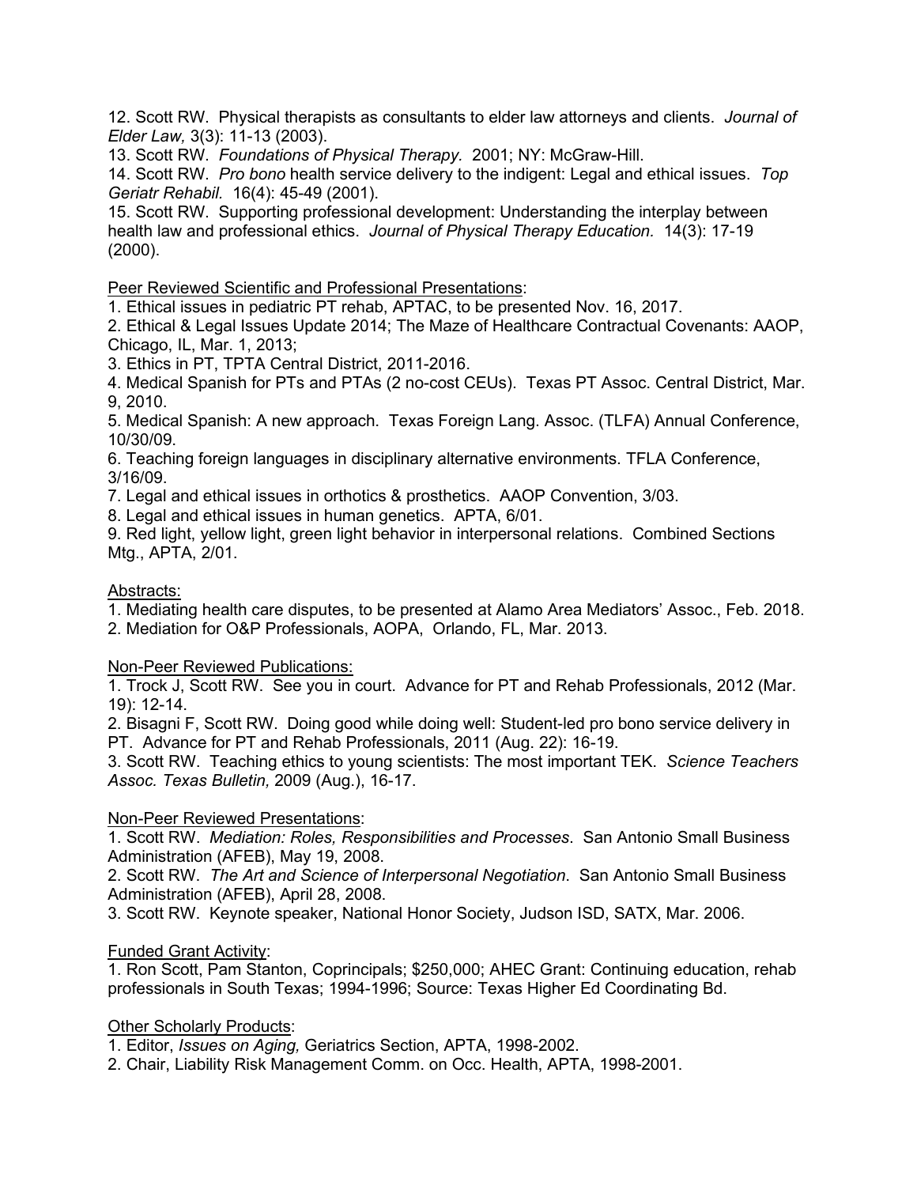12. Scott RW. Physical therapists as consultants to elder law attorneys and clients. *Journal of Elder Law,* 3(3): 11-13 (2003).
13. Scott RW. *Foundations of Physical Therapy.* 2001; NY: McGraw-Hill.
14. Scott RW. *Pro bono* health service delivery to the indigent: Legal and ethical issues. *Top Geriatr Rehabil.* 16(4): 45-49 (2001).
15. Scott RW. Supporting professional development: Understanding the interplay between health law and professional ethics. *Journal of Physical Therapy Education.* 14(3): 17-19 (2000).

Peer Reviewed Scientific and Professional Presentations:

1. Ethical issues in pediatric PT rehab, APTAC, to be presented Nov. 16, 2017.
2. Ethical & Legal Issues Update 2014; The Maze of Healthcare Contractual Covenants: AAOP, Chicago, IL, Mar. 1, 2013;
3. Ethics in PT, TPTA Central District, 2011-2016.
4. Medical Spanish for PTs and PTAs (2 no-cost CEUs). Texas PT Assoc. Central District, Mar. 9, 2010.
5. Medical Spanish: A new approach. Texas Foreign Lang. Assoc. (TLFA) Annual Conference, 10/30/09.
6. Teaching foreign languages in disciplinary alternative environments. TFLA Conference, 3/16/09.
7. Legal and ethical issues in orthotics & prosthetics. AAOP Convention, 3/03.
8. Legal and ethical issues in human genetics. APTA, 6/01.
9. Red light, yellow light, green light behavior in interpersonal relations. Combined Sections Mtg., APTA, 2/01.

Abstracts:

1. Mediating health care disputes, to be presented at Alamo Area Mediators' Assoc., Feb. 2018.
2. Mediation for O&P Professionals, AOPA, Orlando, FL, Mar. 2013.

Non-Peer Reviewed Publications:

1. Trock J, Scott RW. See you in court. Advance for PT and Rehab Professionals, 2012 (Mar. 19): 12-14.
2. Bisagni F, Scott RW. Doing good while doing well: Student-led pro bono service delivery in PT. Advance for PT and Rehab Professionals, 2011 (Aug. 22): 16-19.
3. Scott RW. Teaching ethics to young scientists: The most important TEK. *Science Teachers Assoc. Texas Bulletin,* 2009 (Aug.), 16-17.

Non-Peer Reviewed Presentations:

1. Scott RW. *Mediation: Roles, Responsibilities and Processes*. San Antonio Small Business Administration (AFEB), May 19, 2008.
2. Scott RW. *The Art and Science of Interpersonal Negotiation*. San Antonio Small Business Administration (AFEB), April 28, 2008.
3. Scott RW. Keynote speaker, National Honor Society, Judson ISD, SATX, Mar. 2006.

Funded Grant Activity:

1. Ron Scott, Pam Stanton, Coprincipals; $250,000; AHEC Grant: Continuing education, rehab professionals in South Texas; 1994-1996; Source: Texas Higher Ed Coordinating Bd.

Other Scholarly Products:

1. Editor, *Issues on Aging,* Geriatrics Section, APTA, 1998-2002.
2. Chair, Liability Risk Management Comm. on Occ. Health, APTA, 1998-2001.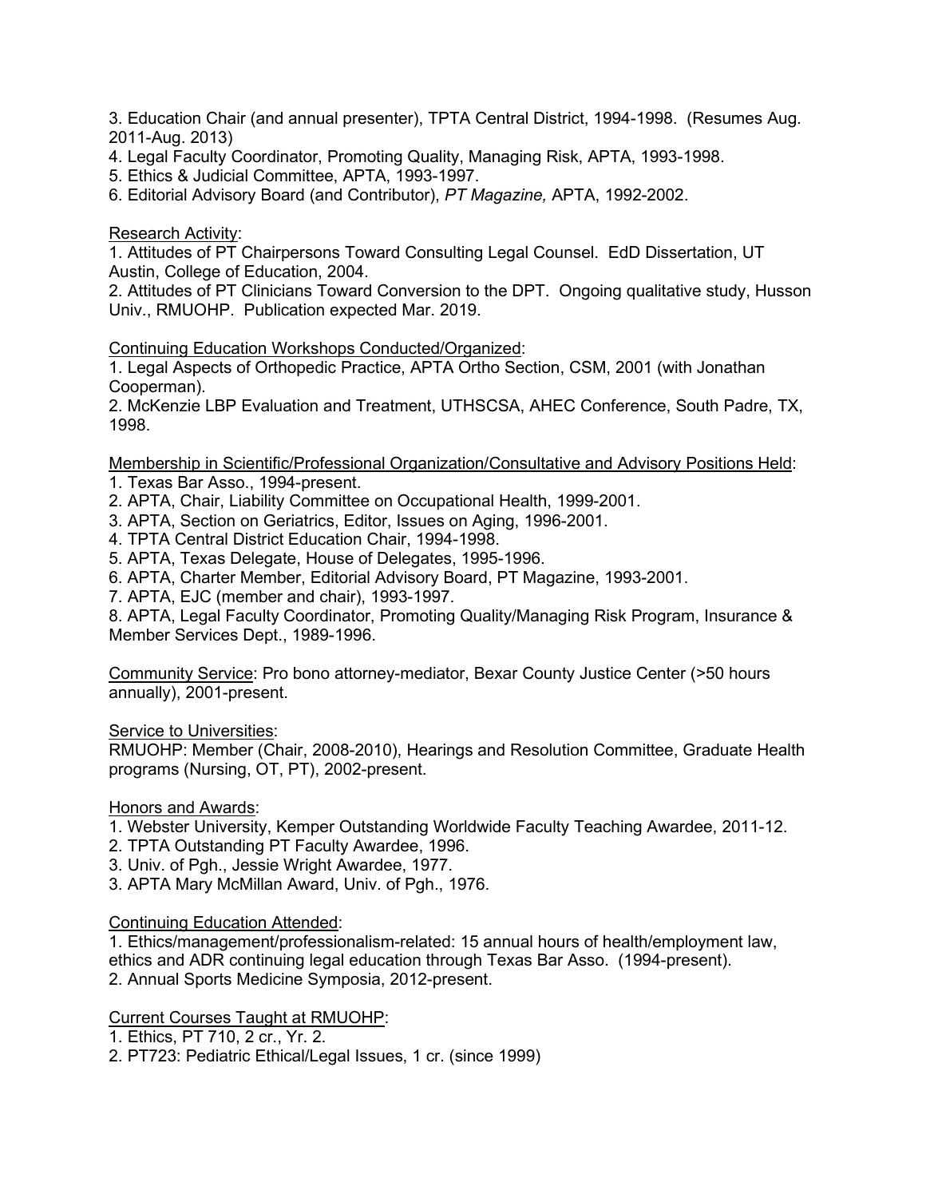3. Education Chair (and annual presenter), TPTA Central District, 1994-1998. (Resumes Aug. 2011-Aug. 2013)
4. Legal Faculty Coordinator, Promoting Quality, Managing Risk, APTA, 1993-1998.
5. Ethics & Judicial Committee, APTA, 1993-1997.
6. Editorial Advisory Board (and Contributor), *PT Magazine,* APTA, 1992-2002.

<u>Research Activity</u>:

1. Attitudes of PT Chairpersons Toward Consulting Legal Counsel. EdD Dissertation, UT Austin, College of Education, 2004.
2. Attitudes of PT Clinicians Toward Conversion to the DPT. Ongoing qualitative study, Husson Univ., RMUOHP. Publication expected Mar. 2019.

<u>Continuing Education Workshops Conducted/Organized</u>:

1. Legal Aspects of Orthopedic Practice, APTA Ortho Section, CSM, 2001 (with Jonathan Cooperman).
2. McKenzie LBP Evaluation and Treatment, UTHSCSA, AHEC Conference, South Padre, TX, 1998.

<u>Membership in Scientific/Professional Organization/Consultative and Advisory Positions Held</u>:

1. Texas Bar Asso., 1994-present.
2. APTA, Chair, Liability Committee on Occupational Health, 1999-2001.
3. APTA, Section on Geriatrics, Editor, Issues on Aging, 1996-2001.
4. TPTA Central District Education Chair, 1994-1998.
5. APTA, Texas Delegate, House of Delegates, 1995-1996.
6. APTA, Charter Member, Editorial Advisory Board, PT Magazine, 1993-2001.
7. APTA, EJC (member and chair), 1993-1997.
8. APTA, Legal Faculty Coordinator, Promoting Quality/Managing Risk Program, Insurance & Member Services Dept., 1989-1996.

<u>Community Service</u>: Pro bono attorney-mediator, Bexar County Justice Center (>50 hours annually), 2001-present.

<u>Service to Universities</u>:

RMUOHP: Member (Chair, 2008-2010), Hearings and Resolution Committee, Graduate Health programs (Nursing, OT, PT), 2002-present.

<u>Honors and Awards</u>:

1. Webster University, Kemper Outstanding Worldwide Faculty Teaching Awardee, 2011-12.
2. TPTA Outstanding PT Faculty Awardee, 1996.
3. Univ. of Pgh., Jessie Wright Awardee, 1977.
3. APTA Mary McMillan Award, Univ. of Pgh., 1976.

<u>Continuing Education Attended</u>:

1. Ethics/management/professionalism-related: 15 annual hours of health/employment law, ethics and ADR continuing legal education through Texas Bar Asso. (1994-present).
2. Annual Sports Medicine Symposia, 2012-present.

<u>Current Courses Taught at RMUOHP</u>:

1. Ethics, PT 710, 2 cr., Yr. 2.
2. PT723: Pediatric Ethical/Legal Issues, 1 cr. (since 1999)